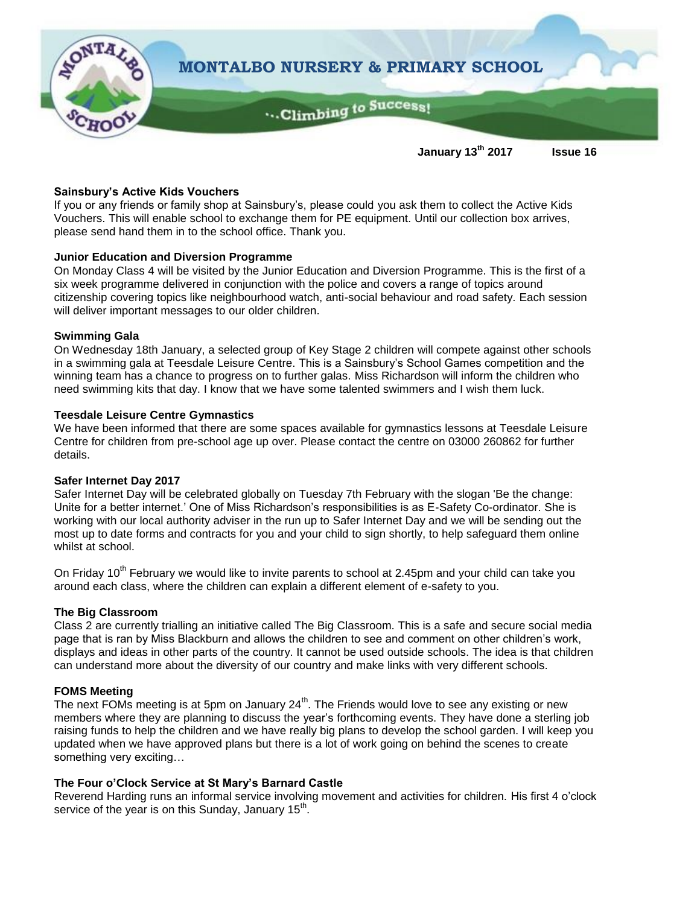# MONTALBO NURSERY & PRIMARY SCHOOL

…Climbing to Success!

**January 13th 2017 Issue 16**

**Sainsbury's Active Kids Vouchers**
If you or any friends or family shop at Sainsbury's, please could you ask them to collect the Active Kids Vouchers. This will enable school to exchange them for PE equipment. Until our collection box arrives, please send hand them in to the school office. Thank you.

**Junior Education and Diversion Programme**
On Monday Class 4 will be visited by the Junior Education and Diversion Programme. This is the first of a six week programme delivered in conjunction with the police and covers a range of topics around citizenship covering topics like neighbourhood watch, anti-social behaviour and road safety. Each session will deliver important messages to our older children.

**Swimming Gala**
On Wednesday 18th January, a selected group of Key Stage 2 children will compete against other schools in a swimming gala at Teesdale Leisure Centre. This is a Sainsbury's School Games competition and the winning team has a chance to progress on to further galas. Miss Richardson will inform the children who need swimming kits that day. I know that we have some talented swimmers and I wish them luck.

**Teesdale Leisure Centre Gymnastics**
We have been informed that there are some spaces available for gymnastics lessons at Teesdale Leisure Centre for children from pre-school age up over. Please contact the centre on 03000 260862 for further details.

**Safer Internet Day 2017**
Safer Internet Day will be celebrated globally on Tuesday 7th February with the slogan 'Be the change: Unite for a better internet.' One of Miss Richardson's responsibilities is as E-Safety Co-ordinator. She is working with our local authority adviser in the run up to Safer Internet Day and we will be sending out the most up to date forms and contracts for you and your child to sign shortly, to help safeguard them online whilst at school.

On Friday 10th February we would like to invite parents to school at 2.45pm and your child can take you around each class, where the children can explain a different element of e-safety to you.

**The Big Classroom**
Class 2 are currently trialling an initiative called The Big Classroom. This is a safe and secure social media page that is ran by Miss Blackburn and allows the children to see and comment on other children's work, displays and ideas in other parts of the country. It cannot be used outside schools. The idea is that children can understand more about the diversity of our country and make links with very different schools.

**FOMS Meeting**
The next FOMs meeting is at 5pm on January 24th. The Friends would love to see any existing or new members where they are planning to discuss the year's forthcoming events. They have done a sterling job raising funds to help the children and we have really big plans to develop the school garden. I will keep you updated when we have approved plans but there is a lot of work going on behind the scenes to create something very exciting…

**The Four o'Clock Service at St Mary's Barnard Castle**
Reverend Harding runs an informal service involving movement and activities for children. His first 4 o'clock service of the year is on this Sunday, January 15th.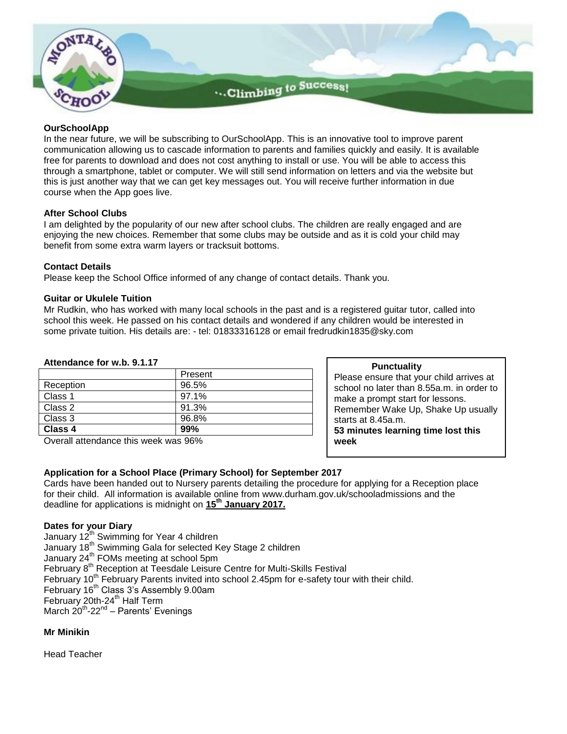**OurSchoolApp**

In the near future, we will be subscribing to OurSchoolApp. This is an innovative tool to improve parent communication allowing us to cascade information to parents and families quickly and easily. It is available free for parents to download and does not cost anything to install or use. You will be able to access this through a smartphone, tablet or computer. We will still send information on letters and via the website but this is just another way that we can get key messages out. You will receive further information in due course when the App goes live.

**After School Clubs**

I am delighted by the popularity of our new after school clubs. The children are really engaged and are enjoying the new choices. Remember that some clubs may be outside and as it is cold your child may benefit from some extra warm layers or tracksuit bottoms.

**Contact Details**

Please keep the School Office informed of any change of contact details. Thank you.

**Guitar or Ukulele Tuition**

Mr Rudkin, who has worked with many local schools in the past and is a registered guitar tutor, called into school this week. He passed on his contact details and wondered if any children would be interested in some private tuition. His details are: - tel: 01833316128 or email fredrudkin1835@sky.com

**Attendance for w.b. 9.1.17**

| | Present |
|---|---|
| Reception | 96.5% |
| Class 1 | 97.1% |
| Class 2 | 91.3% |
| Class 3 | 96.8% |
| **Class 4** | **99%** |

Overall attendance this week was 96%

**Punctuality**

Please ensure that your child arrives at school no later than 8.55a.m. in order to make a prompt start for lessons. Remember Wake Up, Shake Up usually starts at 8.45a.m.

**53 minutes learning time lost this week**

**Application for a School Place (Primary School) for September 2017**

Cards have been handed out to Nursery parents detailing the procedure for applying for a Reception place for their child. All information is available online from www.durham.gov.uk/schooladmissions and the deadline for applications is midnight on **15th January 2017.**

**Dates for your Diary**

January 12th Swimming for Year 4 children
January 18th Swimming Gala for selected Key Stage 2 children
January 24th FOMs meeting at school 5pm
February 8th Reception at Teesdale Leisure Centre for Multi-Skills Festival
February 10th February Parents invited into school 2.45pm for e-safety tour with their child.
February 16th Class 3's Assembly 9.00am
February 20th-24th Half Term
March 20th-22nd – Parents' Evenings

**Mr Minikin**

Head Teacher